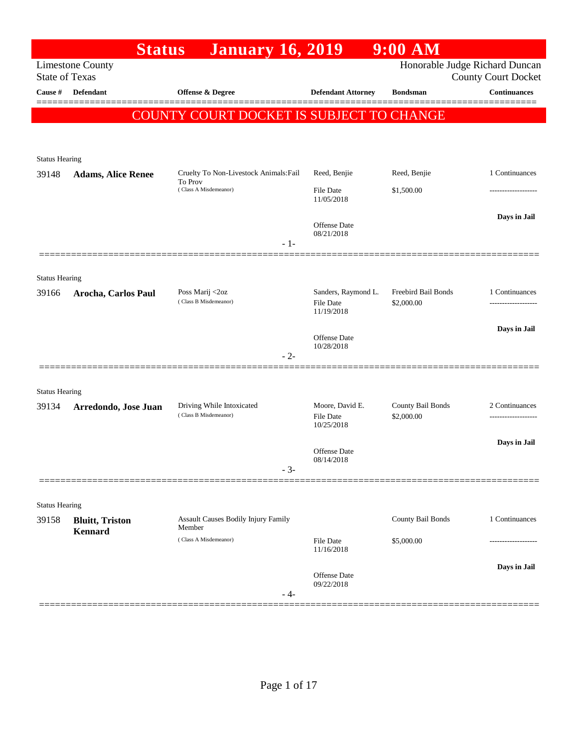# Status January 16, 2019 9:00 AM

Limestone County
State of Texas

Honorable Judge Richard Duncan
County Court Docket

**COUNTY COURT DOCKET IS SUBJECT TO CHANGE**

| Cause # | Defendant | Offense & Degree | Defendant Attorney | Bondsman | Continuances |
|---|---|---|---|---|---|
| **Status Hearing** | | | | | |
| 39148 | **Adams, Alice Renee** | Cruelty To Non-Livestock Animals:Fail To Prov (Class A Misdemeanor) | Reed, Benjie<br>File Date 11/05/2018<br>Offense Date 08/21/2018 | Reed, Benjie<br>$1,500.00 | 1 Continuances<br>**Days in Jail** |
| **Status Hearing** | | | | | |
| 39166 | **Arocha, Carlos Paul** | Poss Marij <2oz (Class B Misdemeanor) | Sanders, Raymond L.<br>File Date 11/19/2018<br>Offense Date 10/28/2018 | Freebird Bail Bonds<br>$2,000.00 | 1 Continuances<br>**Days in Jail** |
| **Status Hearing** | | | | | |
| 39134 | **Arredondo, Jose Juan** | Driving While Intoxicated (Class B Misdemeanor) | Moore, David E.<br>File Date 10/25/2018<br>Offense Date 08/14/2018 | County Bail Bonds<br>$2,000.00 | 2 Continuances<br>**Days in Jail** |
| **Status Hearing** | | | | | |
| 39158 | **Bluitt, Triston Kennard** | Assault Causes Bodily Injury Family Member (Class A Misdemeanor) | File Date 11/16/2018<br>Offense Date 09/22/2018 | County Bail Bonds<br>$5,000.00 | 1 Continuances<br>**Days in Jail** |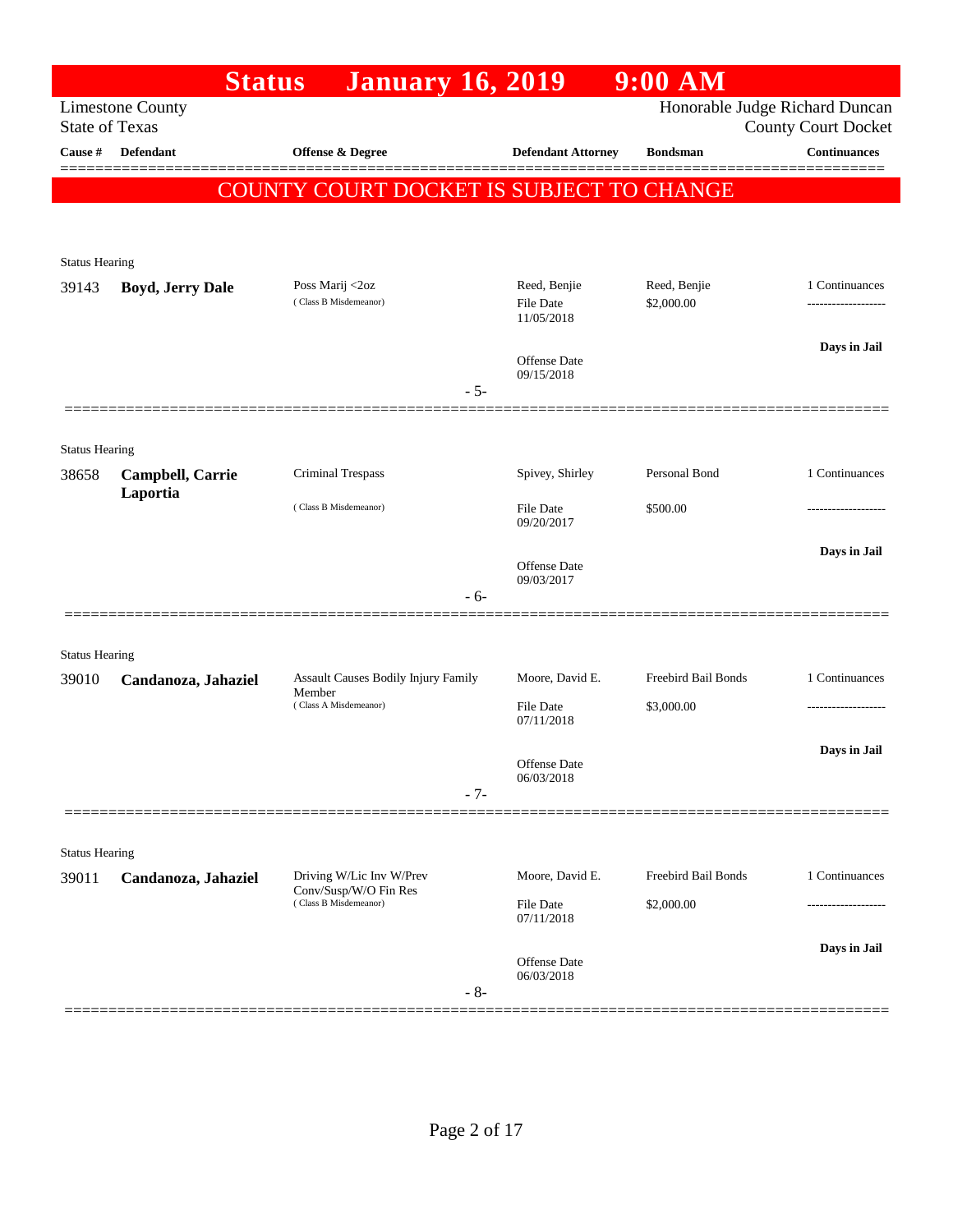# Status January 16, 2019 9:00 AM

Limestone County
State of Texas

Honorable Judge Richard Duncan
County Court Docket

| Cause # | Defendant | Offense & Degree | Defendant Attorney | Bondsman | Continuances |
|---|---|---|---|---|---|

**COUNTY COURT DOCKET IS SUBJECT TO CHANGE**

Status Hearing

| Cause # | Defendant | Offense & Degree | Defendant Attorney | Bondsman | Continuances |
|---|---|---|---|---|---|
| 39143 | **Boyd, Jerry Dale** | Poss Marij <2oz (Class B Misdemeanor) | Reed, Benjie<br>File Date 11/05/2018<br>Offense Date 09/15/2018 | Reed, Benjie<br>$2,000.00 | 1 Continuances<br>-------------------<br>**Days in Jail** |

- 5-

Status Hearing

| Cause # | Defendant | Offense & Degree | Defendant Attorney | Bondsman | Continuances |
|---|---|---|---|---|---|
| 38658 | **Campbell, Carrie Laportia** | Criminal Trespass (Class B Misdemeanor) | Spivey, Shirley<br>File Date 09/20/2017<br>Offense Date 09/03/2017 | Personal Bond<br>$500.00 | 1 Continuances<br>-------------------<br>**Days in Jail** |

- 6-

Status Hearing

| Cause # | Defendant | Offense & Degree | Defendant Attorney | Bondsman | Continuances |
|---|---|---|---|---|---|
| 39010 | **Candanoza, Jahaziel** | Assault Causes Bodily Injury Family Member (Class A Misdemeanor) | Moore, David E.<br>File Date 07/11/2018<br>Offense Date 06/03/2018 | Freebird Bail Bonds<br>$3,000.00 | 1 Continuances<br>-------------------<br>**Days in Jail** |

- 7-

Status Hearing

| Cause # | Defendant | Offense & Degree | Defendant Attorney | Bondsman | Continuances |
|---|---|---|---|---|---|
| 39011 | **Candanoza, Jahaziel** | Driving W/Lic Inv W/Prev Conv/Susp/W/O Fin Res (Class B Misdemeanor) | Moore, David E.<br>File Date 07/11/2018<br>Offense Date 06/03/2018 | Freebird Bail Bonds<br>$2,000.00 | 1 Continuances<br>-------------------<br>**Days in Jail** |

- 8-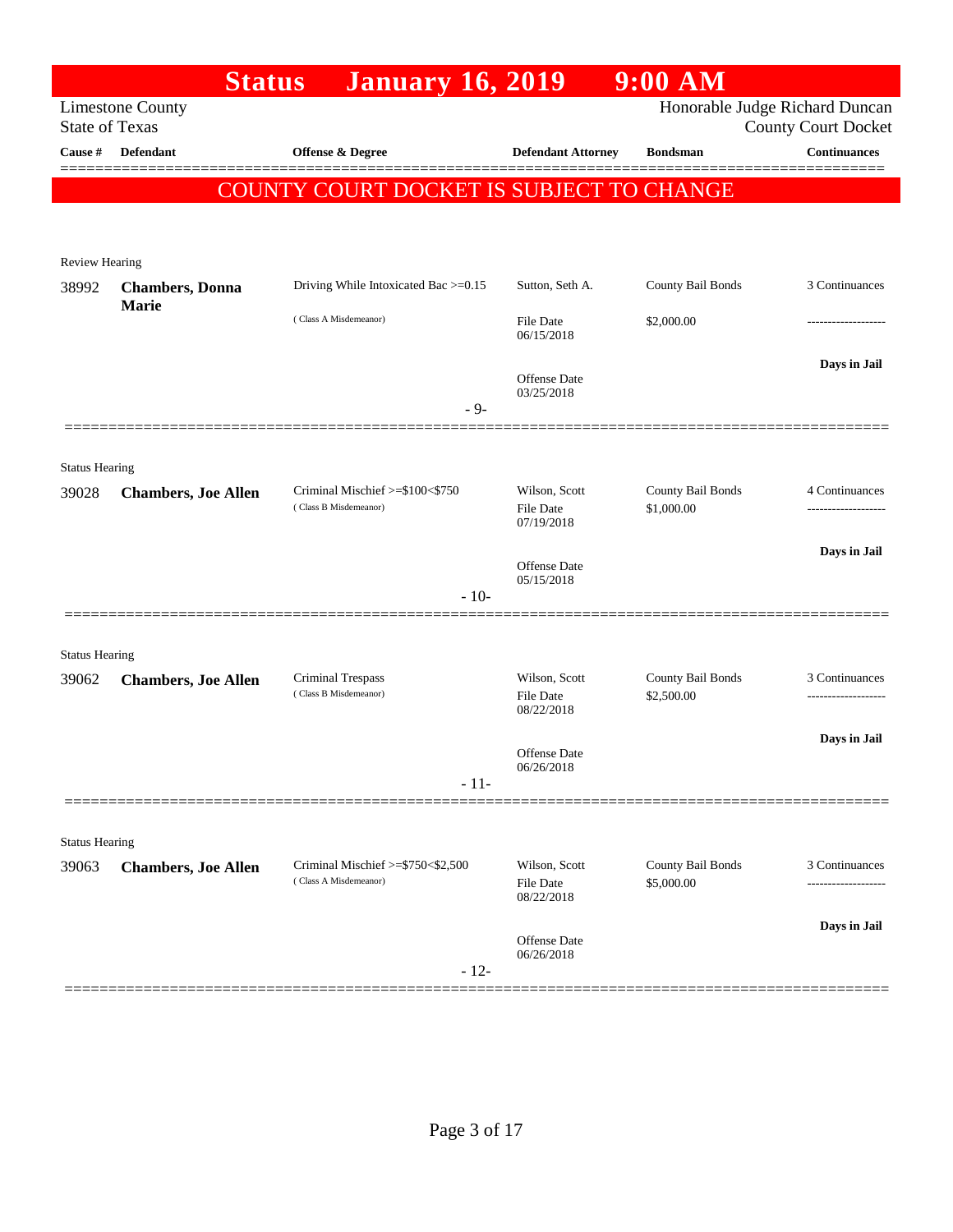# Status January 16, 2019 9:00 AM

Limestone County
State of Texas

Honorable Judge Richard Duncan
County Court Docket

| Cause # | Defendant | Offense & Degree | Defendant Attorney | Bondsman | Continuances |
|---|---|---|---|---|---|

**COUNTY COURT DOCKET IS SUBJECT TO CHANGE**

Review Hearing

| Cause # | Defendant | Offense & Degree | Defendant Attorney | Bondsman | Continuances |
|---|---|---|---|---|---|
| 38992 | **Chambers, Donna Marie** | Driving While Intoxicated Bac >=0.15 (Class A Misdemeanor) | Sutton, Seth A. File Date 06/15/2018 Offense Date 03/25/2018 | County Bail Bonds $2,000.00 | 3 Continuances ------------------- **Days in Jail** |

- 9-

Status Hearing

| Cause # | Defendant | Offense & Degree | Defendant Attorney | Bondsman | Continuances |
|---|---|---|---|---|---|
| 39028 | **Chambers, Joe Allen** | Criminal Mischief >=$100<$750 (Class B Misdemeanor) | Wilson, Scott File Date 07/19/2018 Offense Date 05/15/2018 | County Bail Bonds $1,000.00 | 4 Continuances ------------------- **Days in Jail** |

- 10-

Status Hearing

| Cause # | Defendant | Offense & Degree | Defendant Attorney | Bondsman | Continuances |
|---|---|---|---|---|---|
| 39062 | **Chambers, Joe Allen** | Criminal Trespass (Class B Misdemeanor) | Wilson, Scott File Date 08/22/2018 Offense Date 06/26/2018 | County Bail Bonds $2,500.00 | 3 Continuances ------------------- **Days in Jail** |

- 11-

Status Hearing

| Cause # | Defendant | Offense & Degree | Defendant Attorney | Bondsman | Continuances |
|---|---|---|---|---|---|
| 39063 | **Chambers, Joe Allen** | Criminal Mischief >=$750<$2,500 (Class A Misdemeanor) | Wilson, Scott File Date 08/22/2018 Offense Date 06/26/2018 | County Bail Bonds $5,000.00 | 3 Continuances ------------------- **Days in Jail** |

- 12-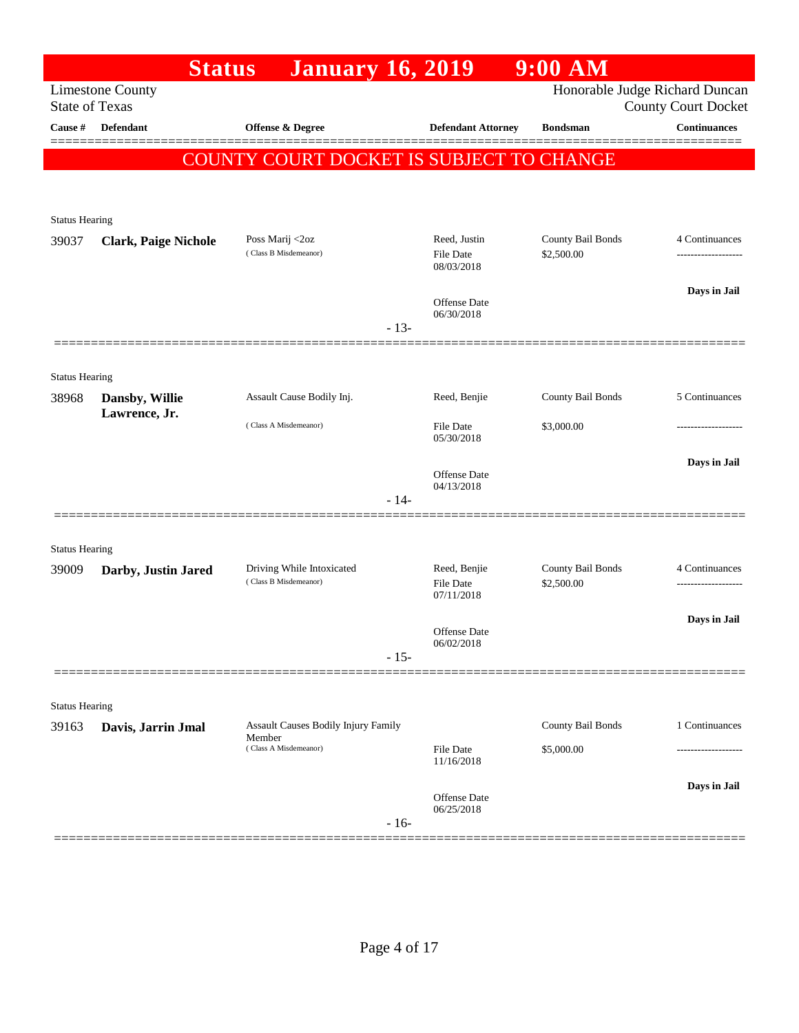# Status January 16, 2019 9:00 AM

Limestone County
State of Texas

Honorable Judge Richard Duncan
County Court Docket

**COUNTY COURT DOCKET IS SUBJECT TO CHANGE**

| Cause # | Defendant | Offense & Degree | Defendant Attorney | Bondsman | Continuances |
|---|---|---|---|---|---|
| Status Hearing | | | | | |
| 39037 | **Clark, Paige Nichole** | Poss Marij <2oz (Class B Misdemeanor) | Reed, Justin<br>File Date 08/03/2018<br>Offense Date 06/30/2018 | County Bail Bonds<br>$2,500.00 | 4 Continuances<br>Days in Jail |
| | | - 13- | | | |
| Status Hearing | | | | | |
| 38968 | **Dansby, Willie Lawrence, Jr.** | Assault Cause Bodily Inj. (Class A Misdemeanor) | Reed, Benjie<br>File Date 05/30/2018<br>Offense Date 04/13/2018 | County Bail Bonds<br>$3,000.00 | 5 Continuances<br>Days in Jail |
| | | - 14- | | | |
| Status Hearing | | | | | |
| 39009 | **Darby, Justin Jared** | Driving While Intoxicated (Class B Misdemeanor) | Reed, Benjie<br>File Date 07/11/2018<br>Offense Date 06/02/2018 | County Bail Bonds<br>$2,500.00 | 4 Continuances<br>Days in Jail |
| | | - 15- | | | |
| Status Hearing | | | | | |
| 39163 | **Davis, Jarrin Jmal** | Assault Causes Bodily Injury Family Member (Class A Misdemeanor) | File Date 11/16/2018<br>Offense Date 06/25/2018 | County Bail Bonds<br>$5,000.00 | 1 Continuances<br>Days in Jail |
| | | - 16- | | | |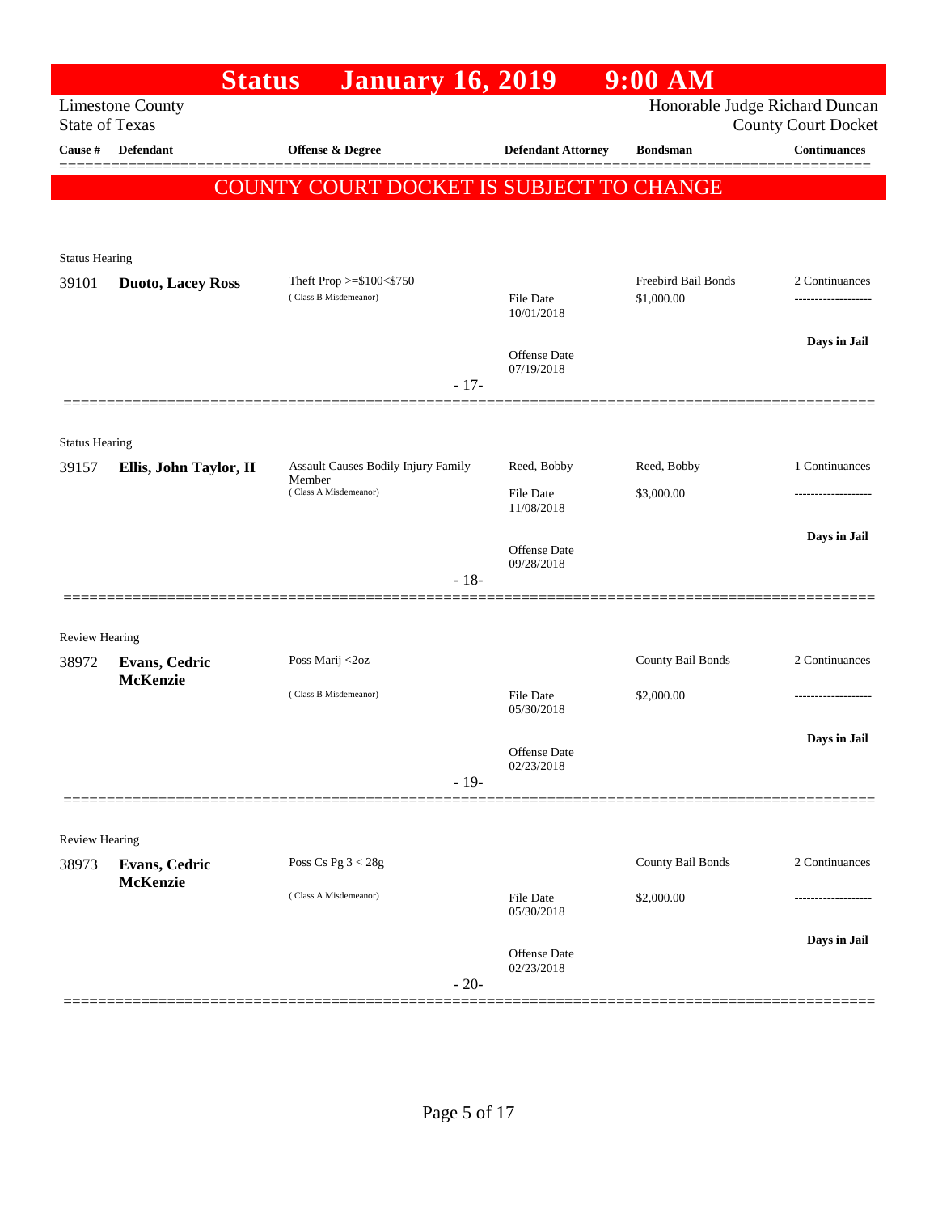# Status January 16, 2019 9:00 AM

Limestone County
State of Texas

Honorable Judge Richard Duncan
County Court Docket

| Cause # | Defendant | Offense & Degree | Defendant Attorney | Bondsman | Continuances |
|---|---|---|---|---|---|

**COUNTY COURT DOCKET IS SUBJECT TO CHANGE**

---

Status Hearing

| Cause # | Defendant | Offense & Degree | Defendant Attorney | Bondsman | Continuances |
|---|---|---|---|---|---|
| 39101 | **Duoto, Lacey Ross** | Theft Prop >=$100<$750 (Class B Misdemeanor) | File Date 10/01/2018 Offense Date 07/19/2018 | Freebird Bail Bonds $1,000.00 | 2 Continuances ------------------- **Days in Jail** |

- 17-

---

Status Hearing

| Cause # | Defendant | Offense & Degree | Defendant Attorney | Bondsman | Continuances |
|---|---|---|---|---|---|
| 39157 | **Ellis, John Taylor, II** | Assault Causes Bodily Injury Family Member (Class A Misdemeanor) | Reed, Bobby File Date 11/08/2018 Offense Date 09/28/2018 | Reed, Bobby $3,000.00 | 1 Continuances ------------------- **Days in Jail** |

- 18-

---

Review Hearing

| Cause # | Defendant | Offense & Degree | Defendant Attorney | Bondsman | Continuances |
|---|---|---|---|---|---|
| 38972 | **Evans, Cedric McKenzie** | Poss Marij <2oz (Class B Misdemeanor) | File Date 05/30/2018 Offense Date 02/23/2018 | County Bail Bonds $2,000.00 | 2 Continuances ------------------- **Days in Jail** |

- 19-

---

Review Hearing

| Cause # | Defendant | Offense & Degree | Defendant Attorney | Bondsman | Continuances |
|---|---|---|---|---|---|
| 38973 | **Evans, Cedric McKenzie** | Poss Cs Pg 3 < 28g (Class A Misdemeanor) | File Date 05/30/2018 Offense Date 02/23/2018 | County Bail Bonds $2,000.00 | 2 Continuances ------------------- **Days in Jail** |

- 20-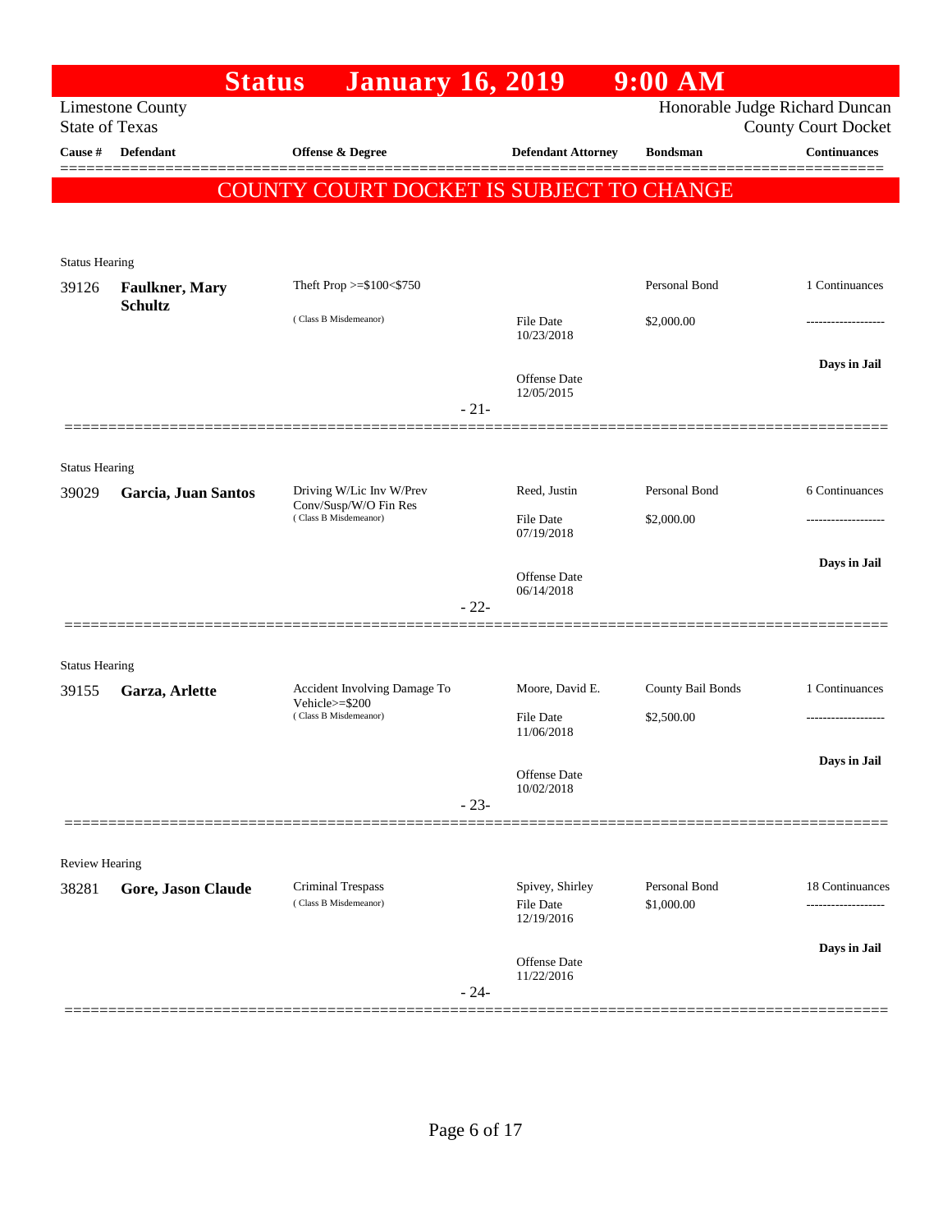# Status January 16, 2019 9:00 AM

Limestone County
State of Texas

Honorable Judge Richard Duncan
County Court Docket

| Cause # | Defendant | Offense & Degree | Defendant Attorney | Bondsman | Continuances |
|---|---|---|---|---|---|

**COUNTY COURT DOCKET IS SUBJECT TO CHANGE**

Status Hearing

| Cause # | Defendant | Offense & Degree | Defendant Attorney | Bondsman | Continuances |
|---|---|---|---|---|---|
| 39126 | **Faulkner, Mary Schultz** | Theft Prop >=$100<$750 (Class B Misdemeanor) | File Date 10/23/2018; Offense Date 12/05/2015 | Personal Bond $2,000.00 | 1 Continuances; Days in Jail |

- 21-

Status Hearing

| Cause # | Defendant | Offense & Degree | Defendant Attorney | Bondsman | Continuances |
|---|---|---|---|---|---|
| 39029 | **Garcia, Juan Santos** | Driving W/Lic Inv W/Prev Conv/Susp/W/O Fin Res (Class B Misdemeanor) | Reed, Justin; File Date 07/19/2018; Offense Date 06/14/2018 | Personal Bond $2,000.00 | 6 Continuances; Days in Jail |

- 22-

Status Hearing

| Cause # | Defendant | Offense & Degree | Defendant Attorney | Bondsman | Continuances |
|---|---|---|---|---|---|
| 39155 | **Garza, Arlette** | Accident Involving Damage To Vehicle>=$200 (Class B Misdemeanor) | Moore, David E.; File Date 11/06/2018; Offense Date 10/02/2018 | County Bail Bonds $2,500.00 | 1 Continuances; Days in Jail |

- 23-

Review Hearing

| Cause # | Defendant | Offense & Degree | Defendant Attorney | Bondsman | Continuances |
|---|---|---|---|---|---|
| 38281 | **Gore, Jason Claude** | Criminal Trespass (Class B Misdemeanor) | Spivey, Shirley; File Date 12/19/2016; Offense Date 11/22/2016 | Personal Bond $1,000.00 | 18 Continuances; Days in Jail |

- 24-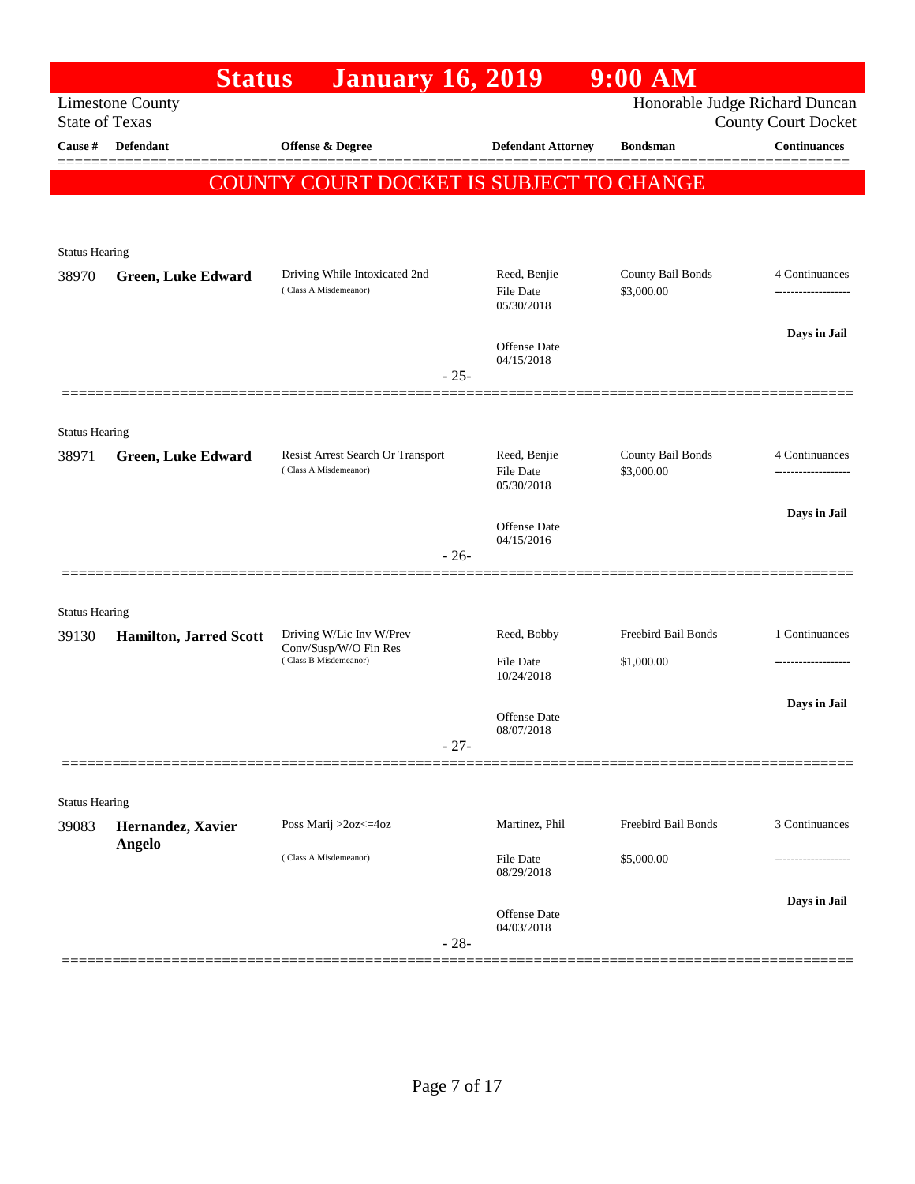# Status January 16, 2019 9:00 AM

Limestone County
State of Texas

Honorable Judge Richard Duncan
County Court Docket

**COUNTY COURT DOCKET IS SUBJECT TO CHANGE**

| Cause # | Defendant | Offense & Degree | Defendant Attorney | Bondsman | Continuances |
|---|---|---|---|---|---|
| **Status Hearing** | | | | | |
| 38970 | **Green, Luke Edward** | Driving While Intoxicated 2nd (Class A Misdemeanor) | Reed, Benjie<br>File Date 05/30/2018<br>Offense Date 04/15/2018 | County Bail Bonds<br>$3,000.00 | 4 Continuances<br>**Days in Jail** |
| | | - 25- | | | |
| **Status Hearing** | | | | | |
| 38971 | **Green, Luke Edward** | Resist Arrest Search Or Transport (Class A Misdemeanor) | Reed, Benjie<br>File Date 05/30/2018<br>Offense Date 04/15/2016 | County Bail Bonds<br>$3,000.00 | 4 Continuances<br>**Days in Jail** |
| | | - 26- | | | |
| **Status Hearing** | | | | | |
| 39130 | **Hamilton, Jarred Scott** | Driving W/Lic Inv W/Prev Conv/Susp/W/O Fin Res (Class B Misdemeanor) | Reed, Bobby<br>File Date 10/24/2018<br>Offense Date 08/07/2018 | Freebird Bail Bonds<br>$1,000.00 | 1 Continuances<br>**Days in Jail** |
| | | - 27- | | | |
| **Status Hearing** | | | | | |
| 39083 | **Hernandez, Xavier Angelo** | Poss Marij >2oz<=4oz (Class A Misdemeanor) | Martinez, Phil<br>File Date 08/29/2018<br>Offense Date 04/03/2018 | Freebird Bail Bonds<br>$5,000.00 | 3 Continuances<br>**Days in Jail** |
| | | - 28- | | | |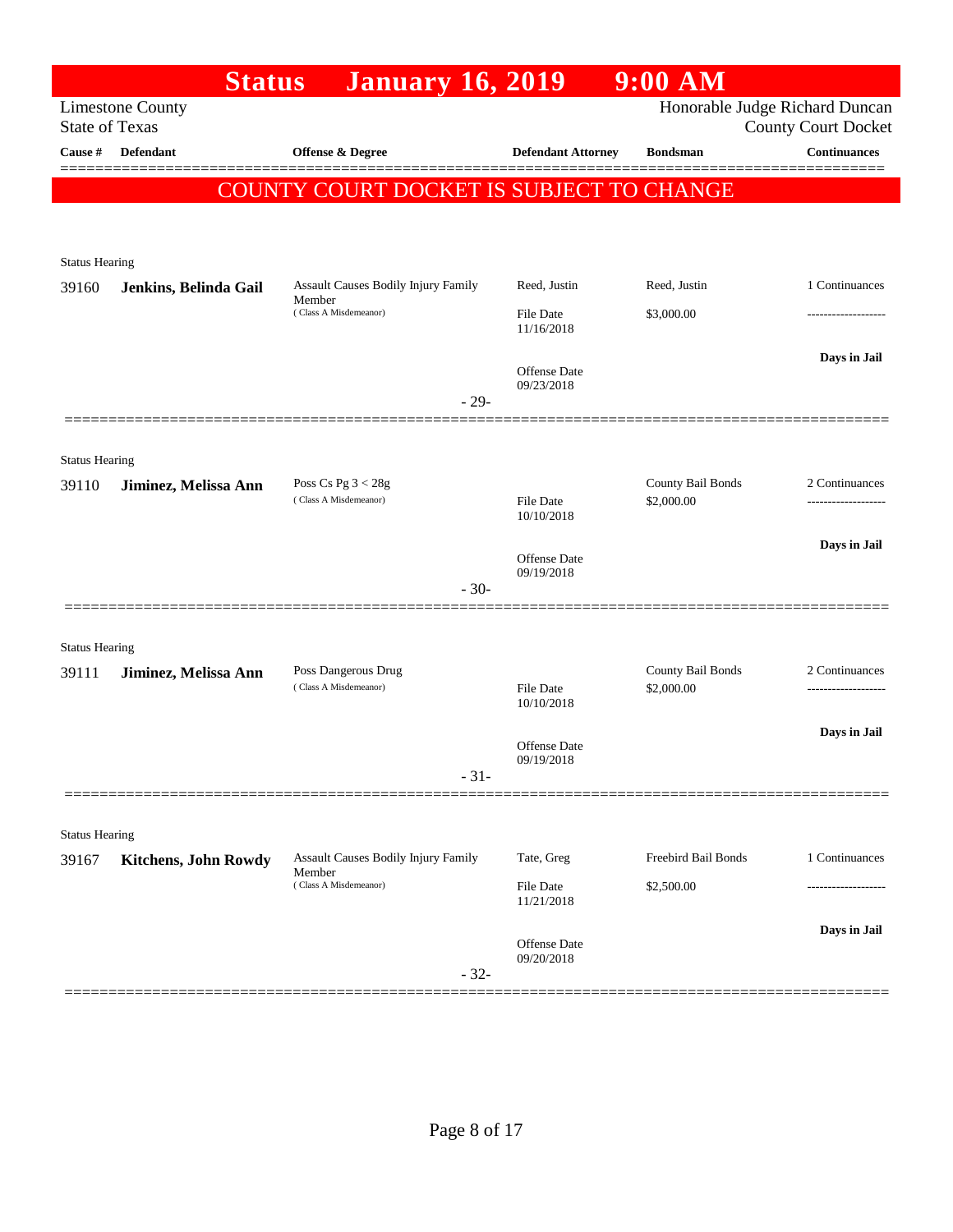# Status January 16, 2019 9:00 AM

Limestone County
State of Texas

Honorable Judge Richard Duncan
County Court Docket

| Cause # | Defendant | Offense & Degree | Defendant Attorney | Bondsman | Continuances |
|---|---|---|---|---|---|

**COUNTY COURT DOCKET IS SUBJECT TO CHANGE**

Status Hearing

| Cause # | Defendant | Offense & Degree | Defendant Attorney | Bondsman | Continuances |
|---|---|---|---|---|---|
| 39160 | **Jenkins, Belinda Gail** | Assault Causes Bodily Injury Family Member (Class A Misdemeanor) | Reed, Justin | Reed, Justin | 1 Continuances |
| | | | File Date 11/16/2018 | $3,000.00 | ------------------- |
| | | | Offense Date 09/23/2018 | | **Days in Jail** |

- 29-

Status Hearing

| Cause # | Defendant | Offense & Degree | Defendant Attorney | Bondsman | Continuances |
|---|---|---|---|---|---|
| 39110 | **Jiminez, Melissa Ann** | Poss Cs Pg 3 < 28g (Class A Misdemeanor) | | County Bail Bonds | 2 Continuances |
| | | | File Date 10/10/2018 | $2,000.00 | ------------------- |
| | | | Offense Date 09/19/2018 | | **Days in Jail** |

- 30-

Status Hearing

| Cause # | Defendant | Offense & Degree | Defendant Attorney | Bondsman | Continuances |
|---|---|---|---|---|---|
| 39111 | **Jiminez, Melissa Ann** | Poss Dangerous Drug (Class A Misdemeanor) | | County Bail Bonds | 2 Continuances |
| | | | File Date 10/10/2018 | $2,000.00 | ------------------- |
| | | | Offense Date 09/19/2018 | | **Days in Jail** |

- 31-

Status Hearing

| Cause # | Defendant | Offense & Degree | Defendant Attorney | Bondsman | Continuances |
|---|---|---|---|---|---|
| 39167 | **Kitchens, John Rowdy** | Assault Causes Bodily Injury Family Member (Class A Misdemeanor) | Tate, Greg | Freebird Bail Bonds | 1 Continuances |
| | | | File Date 11/21/2018 | $2,500.00 | ------------------- |
| | | | Offense Date 09/20/2018 | | **Days in Jail** |

- 32-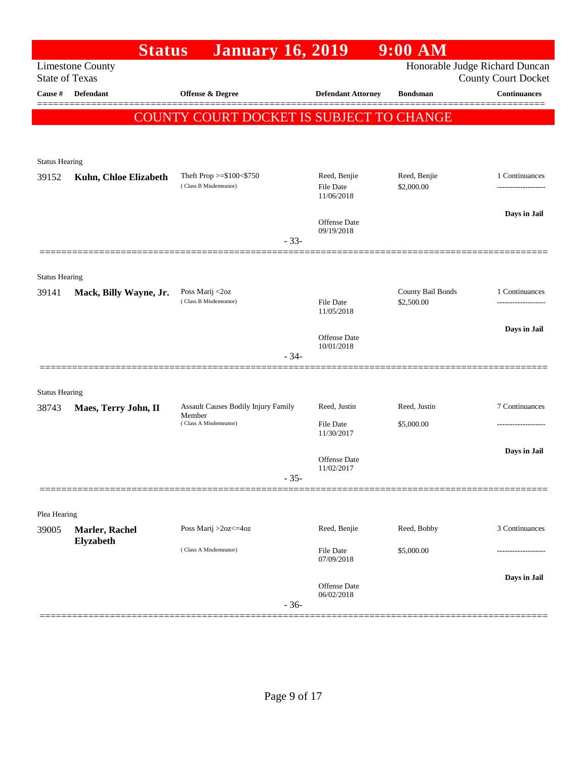# Status January 16, 2019 9:00 AM

Limestone County
State of Texas

Honorable Judge Richard Duncan
County Court Docket

| Cause # | Defendant | Offense & Degree | Defendant Attorney | Bondsman | Continuances |
|---|---|---|---|---|---|

**COUNTY COURT DOCKET IS SUBJECT TO CHANGE**

Status Hearing

| Cause # | Defendant | Offense & Degree | Defendant Attorney | Bondsman | Continuances |
|---|---|---|---|---|---|
| 39152 | **Kuhn, Chloe Elizabeth** | Theft Prop >=$100<$750 (Class B Misdemeanor) | Reed, Benjie | Reed, Benjie | 1 Continuances |
| | | | File Date 11/06/2018 | $2,000.00 | ------------------- |
| | | | Offense Date 09/19/2018 | | **Days in Jail** |

- 33-

Status Hearing

| Cause # | Defendant | Offense & Degree | Defendant Attorney | Bondsman | Continuances |
|---|---|---|---|---|---|
| 39141 | **Mack, Billy Wayne, Jr.** | Poss Marij <2oz (Class B Misdemeanor) | | County Bail Bonds | 1 Continuances |
| | | | File Date 11/05/2018 | $2,500.00 | ------------------- |
| | | | Offense Date 10/01/2018 | | **Days in Jail** |

- 34-

Status Hearing

| Cause # | Defendant | Offense & Degree | Defendant Attorney | Bondsman | Continuances |
|---|---|---|---|---|---|
| 38743 | **Maes, Terry John, II** | Assault Causes Bodily Injury Family Member (Class A Misdemeanor) | Reed, Justin | Reed, Justin | 7 Continuances |
| | | | File Date 11/30/2017 | $5,000.00 | ------------------- |
| | | | Offense Date 11/02/2017 | | **Days in Jail** |

- 35-

Plea Hearing

| Cause # | Defendant | Offense & Degree | Defendant Attorney | Bondsman | Continuances |
|---|---|---|---|---|---|
| 39005 | **Marler, Rachel Elyzabeth** | Poss Marij >2oz<=4oz (Class A Misdemeanor) | Reed, Benjie | Reed, Bobby | 3 Continuances |
| | | | File Date 07/09/2018 | $5,000.00 | ------------------- |
| | | | Offense Date 06/02/2018 | | **Days in Jail** |

- 36-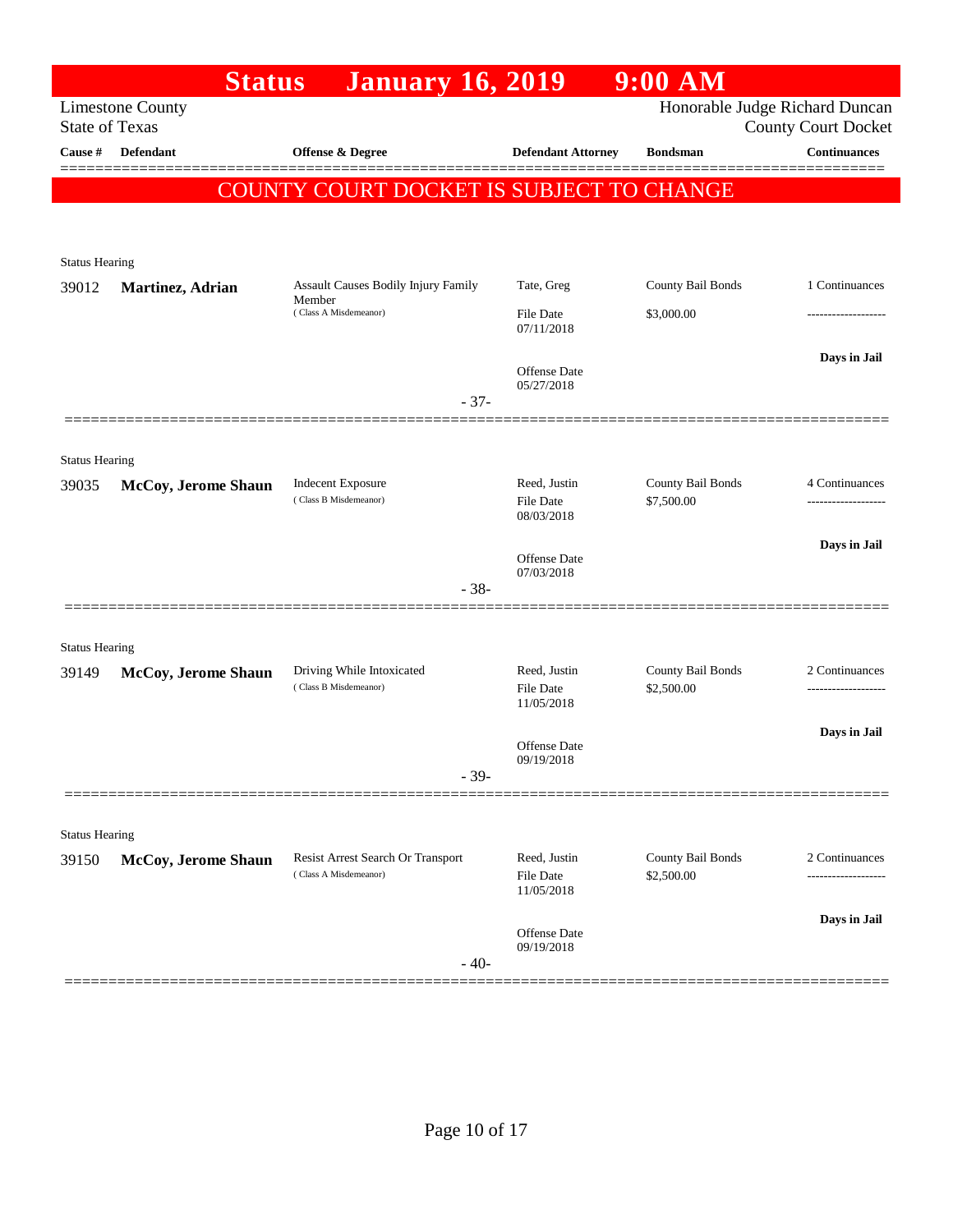# Status January 16, 2019 9:00 AM

Limestone County
State of Texas

Honorable Judge Richard Duncan
County Court Docket

| Cause # | Defendant | Offense & Degree | Defendant Attorney | Bondsman | Continuances |
|---|---|---|---|---|---|

**COUNTY COURT DOCKET IS SUBJECT TO CHANGE**

Status Hearing

| Cause # | Defendant | Offense & Degree | Defendant Attorney | Bondsman | Continuances |
|---|---|---|---|---|---|
| 39012 | **Martinez, Adrian** | Assault Causes Bodily Injury Family Member (Class A Misdemeanor) | Tate, Greg | County Bail Bonds | 1 Continuances |
| | | | File Date 07/11/2018 | $3,000.00 | ------------------- |
| | | | Offense Date 05/27/2018 | | **Days in Jail** |

- 37-

Status Hearing

| Cause # | Defendant | Offense & Degree | Defendant Attorney | Bondsman | Continuances |
|---|---|---|---|---|---|
| 39035 | **McCoy, Jerome Shaun** | Indecent Exposure (Class B Misdemeanor) | Reed, Justin | County Bail Bonds | 4 Continuances |
| | | | File Date 08/03/2018 | $7,500.00 | ------------------- |
| | | | Offense Date 07/03/2018 | | **Days in Jail** |

- 38-

Status Hearing

| Cause # | Defendant | Offense & Degree | Defendant Attorney | Bondsman | Continuances |
|---|---|---|---|---|---|
| 39149 | **McCoy, Jerome Shaun** | Driving While Intoxicated (Class B Misdemeanor) | Reed, Justin | County Bail Bonds | 2 Continuances |
| | | | File Date 11/05/2018 | $2,500.00 | ------------------- |
| | | | Offense Date 09/19/2018 | | **Days in Jail** |

- 39-

Status Hearing

| Cause # | Defendant | Offense & Degree | Defendant Attorney | Bondsman | Continuances |
|---|---|---|---|---|---|
| 39150 | **McCoy, Jerome Shaun** | Resist Arrest Search Or Transport (Class A Misdemeanor) | Reed, Justin | County Bail Bonds | 2 Continuances |
| | | | File Date 11/05/2018 | $2,500.00 | ------------------- |
| | | | Offense Date 09/19/2018 | | **Days in Jail** |

- 40-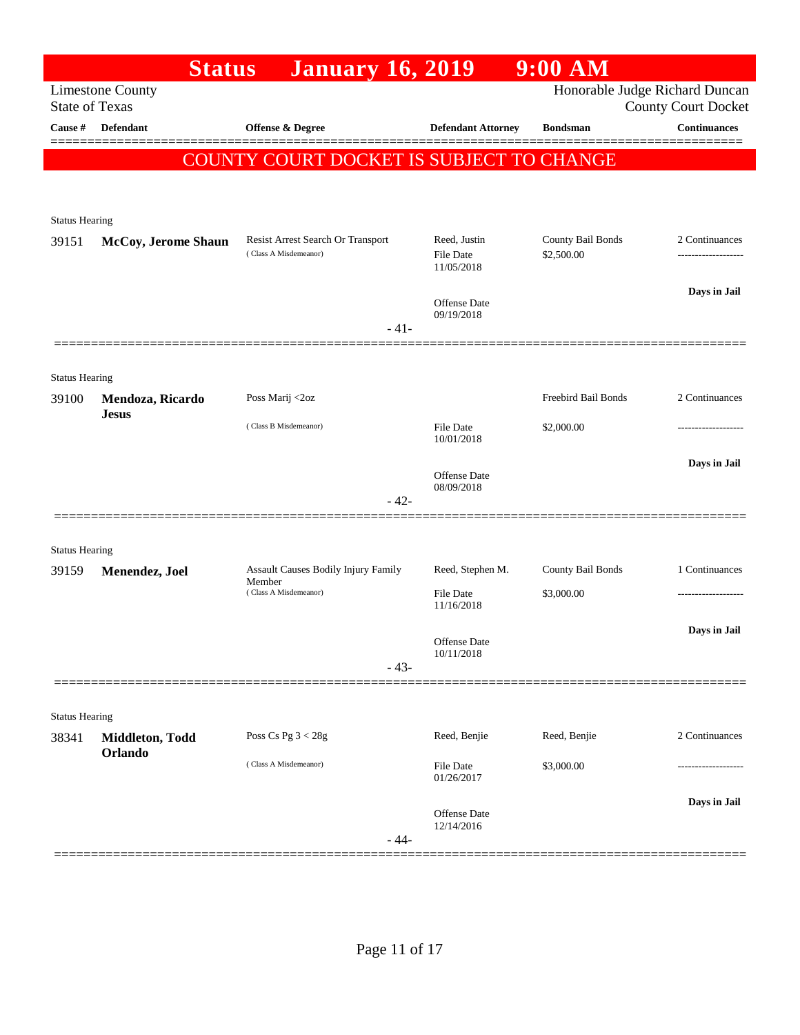# Status January 16, 2019 9:00 AM

Limestone County
State of Texas

Honorable Judge Richard Duncan
County Court Docket

**COUNTY COURT DOCKET IS SUBJECT TO CHANGE**

| Cause # | Defendant | Offense & Degree | Defendant Attorney | Bondsman | Continuances |
|---|---|---|---|---|---|
| **Status Hearing** | | | | | |
| 39151 | **McCoy, Jerome Shaun** | Resist Arrest Search Or Transport (Class A Misdemeanor) | Reed, Justin<br>File Date 11/05/2018<br>Offense Date 09/19/2018 | County Bail Bonds<br>$2,500.00 | 2 Continuances<br>-------------------<br>**Days in Jail** |
| | | - 41- | | | |
| **Status Hearing** | | | | | |
| 39100 | **Mendoza, Ricardo Jesus** | Poss Marij <2oz (Class B Misdemeanor) | File Date 10/01/2018<br>Offense Date 08/09/2018 | Freebird Bail Bonds<br>$2,000.00 | 2 Continuances<br>-------------------<br>**Days in Jail** |
| | | - 42- | | | |
| **Status Hearing** | | | | | |
| 39159 | **Menendez, Joel** | Assault Causes Bodily Injury Family Member (Class A Misdemeanor) | Reed, Stephen M.<br>File Date 11/16/2018<br>Offense Date 10/11/2018 | County Bail Bonds<br>$3,000.00 | 1 Continuances<br>-------------------<br>**Days in Jail** |
| | | - 43- | | | |
| **Status Hearing** | | | | | |
| 38341 | **Middleton, Todd Orlando** | Poss Cs Pg 3 < 28g (Class A Misdemeanor) | Reed, Benjie<br>File Date 01/26/2017<br>Offense Date 12/14/2016 | Reed, Benjie<br>$3,000.00 | 2 Continuances<br>-------------------<br>**Days in Jail** |
| | | - 44- | | | |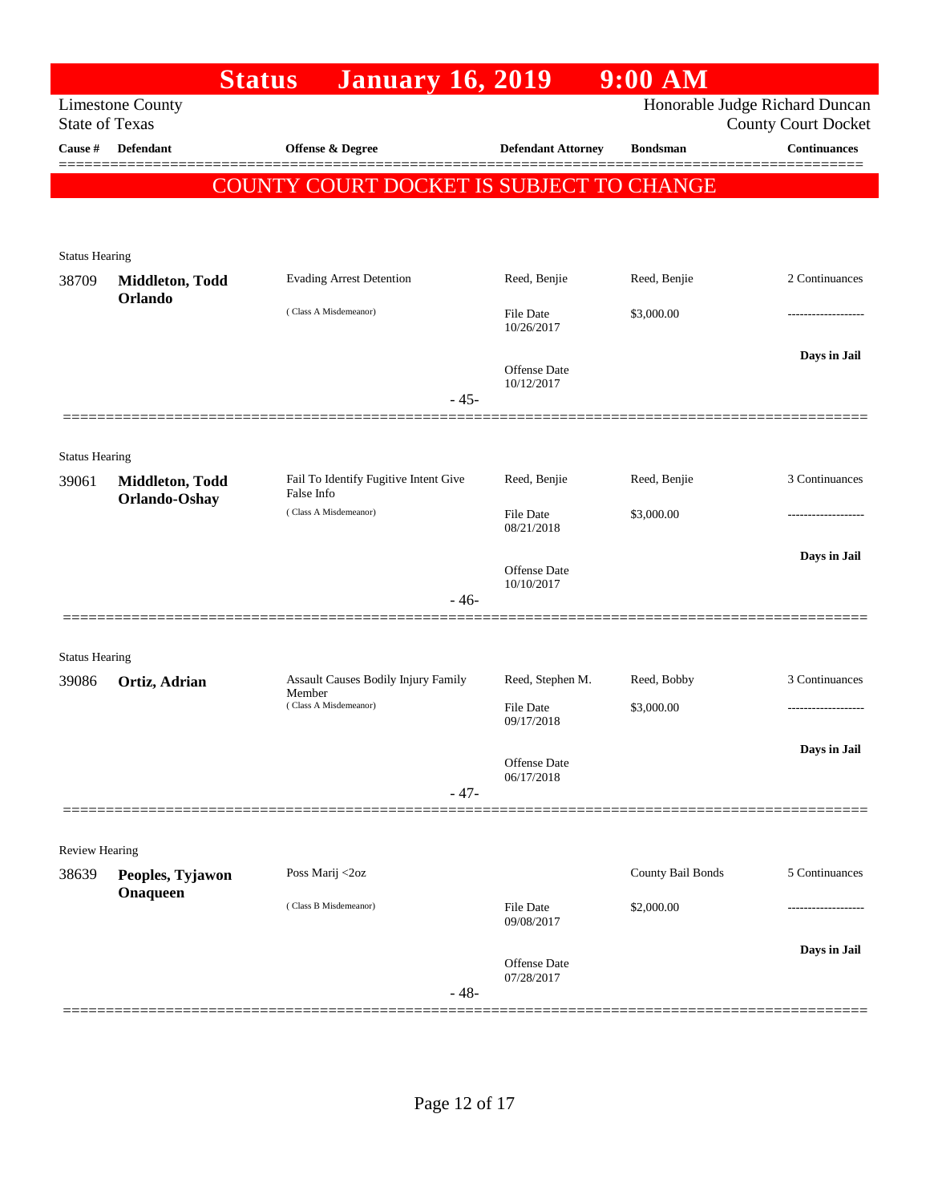# Status January 16, 2019 9:00 AM

Limestone County
State of Texas

Honorable Judge Richard Duncan
County Court Docket

| Cause # | Defendant | Offense & Degree | Defendant Attorney | Bondsman | Continuances |
|---|---|---|---|---|---|

**COUNTY COURT DOCKET IS SUBJECT TO CHANGE**

Status Hearing

| Cause # | Defendant | Offense & Degree | Defendant Attorney | Bondsman | Continuances |
|---|---|---|---|---|---|
| 38709 | **Middleton, Todd Orlando** | Evading Arrest Detention (Class A Misdemeanor) | Reed, Benjie | Reed, Benjie | 2 Continuances |
| | | | File Date 10/26/2017 | $3,000.00 | ------------------- |
| | | | Offense Date 10/12/2017 | | **Days in Jail** |

- 45-

Status Hearing

| Cause # | Defendant | Offense & Degree | Defendant Attorney | Bondsman | Continuances |
|---|---|---|---|---|---|
| 39061 | **Middleton, Todd Orlando-Oshay** | Fail To Identify Fugitive Intent Give False Info (Class A Misdemeanor) | Reed, Benjie | Reed, Benjie | 3 Continuances |
| | | | File Date 08/21/2018 | $3,000.00 | ------------------- |
| | | | Offense Date 10/10/2017 | | **Days in Jail** |

- 46-

Status Hearing

| Cause # | Defendant | Offense & Degree | Defendant Attorney | Bondsman | Continuances |
|---|---|---|---|---|---|
| 39086 | **Ortiz, Adrian** | Assault Causes Bodily Injury Family Member (Class A Misdemeanor) | Reed, Stephen M. | Reed, Bobby | 3 Continuances |
| | | | File Date 09/17/2018 | $3,000.00 | ------------------- |
| | | | Offense Date 06/17/2018 | | **Days in Jail** |

- 47-

Review Hearing

| Cause # | Defendant | Offense & Degree | Defendant Attorney | Bondsman | Continuances |
|---|---|---|---|---|---|
| 38639 | **Peoples, Tyjawon Onaqueen** | Poss Marij <2oz (Class B Misdemeanor) | | County Bail Bonds | 5 Continuances |
| | | | File Date 09/08/2017 | $2,000.00 | ------------------- |
| | | | Offense Date 07/28/2017 | | **Days in Jail** |

- 48-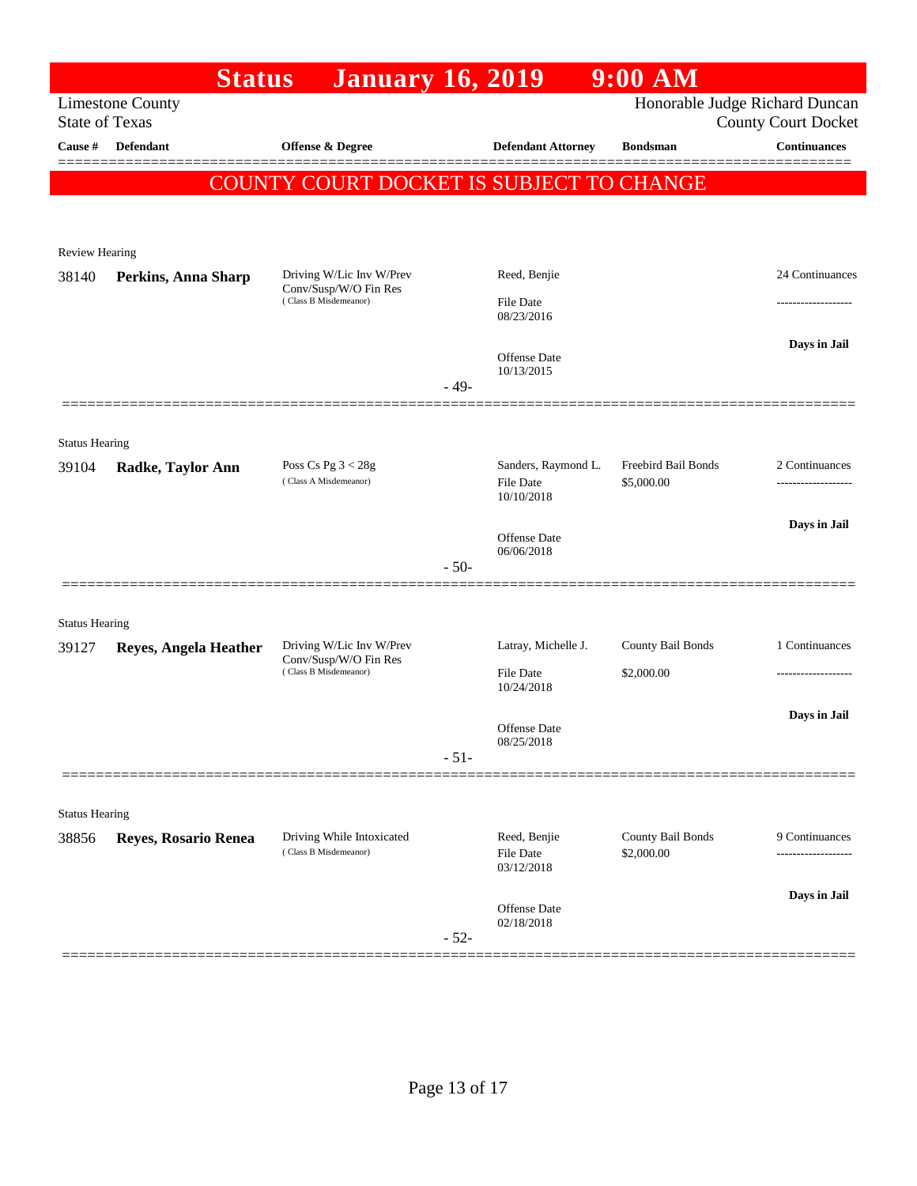# Status January 16, 2019 9:00 AM

Limestone County
State of Texas

Honorable Judge Richard Duncan
County Court Docket

| Cause # | Defendant | Offense & Degree | Defendant Attorney | Bondsman | Continuances |
|---|---|---|---|---|---|

**COUNTY COURT DOCKET IS SUBJECT TO CHANGE**

Review Hearing

| Cause # | Defendant | Offense & Degree | Defendant Attorney | Bondsman | Continuances |
|---|---|---|---|---|---|
| 38140 | **Perkins, Anna Sharp** | Driving W/Lic Inv W/Prev Conv/Susp/W/O Fin Res (Class B Misdemeanor) | Reed, Benjie<br>File Date 08/23/2016<br>Offense Date 10/13/2015 | | 24 Continuances<br>-------------------<br>**Days in Jail** |

- 49-

Status Hearing

| Cause # | Defendant | Offense & Degree | Defendant Attorney | Bondsman | Continuances |
|---|---|---|---|---|---|
| 39104 | **Radke, Taylor Ann** | Poss Cs Pg 3 < 28g (Class A Misdemeanor) | Sanders, Raymond L.<br>File Date 10/10/2018<br>Offense Date 06/06/2018 | Freebird Bail Bonds<br>$5,000.00 | 2 Continuances<br>-------------------<br>**Days in Jail** |

- 50-

Status Hearing

| Cause # | Defendant | Offense & Degree | Defendant Attorney | Bondsman | Continuances |
|---|---|---|---|---|---|
| 39127 | **Reyes, Angela Heather** | Driving W/Lic Inv W/Prev Conv/Susp/W/O Fin Res (Class B Misdemeanor) | Latray, Michelle J.<br>File Date 10/24/2018<br>Offense Date 08/25/2018 | County Bail Bonds<br>$2,000.00 | 1 Continuances<br>-------------------<br>**Days in Jail** |

- 51-

Status Hearing

| Cause # | Defendant | Offense & Degree | Defendant Attorney | Bondsman | Continuances |
|---|---|---|---|---|---|
| 38856 | **Reyes, Rosario Renea** | Driving While Intoxicated (Class B Misdemeanor) | Reed, Benjie<br>File Date 03/12/2018<br>Offense Date 02/18/2018 | County Bail Bonds<br>$2,000.00 | 9 Continuances<br>-------------------<br>**Days in Jail** |

- 52-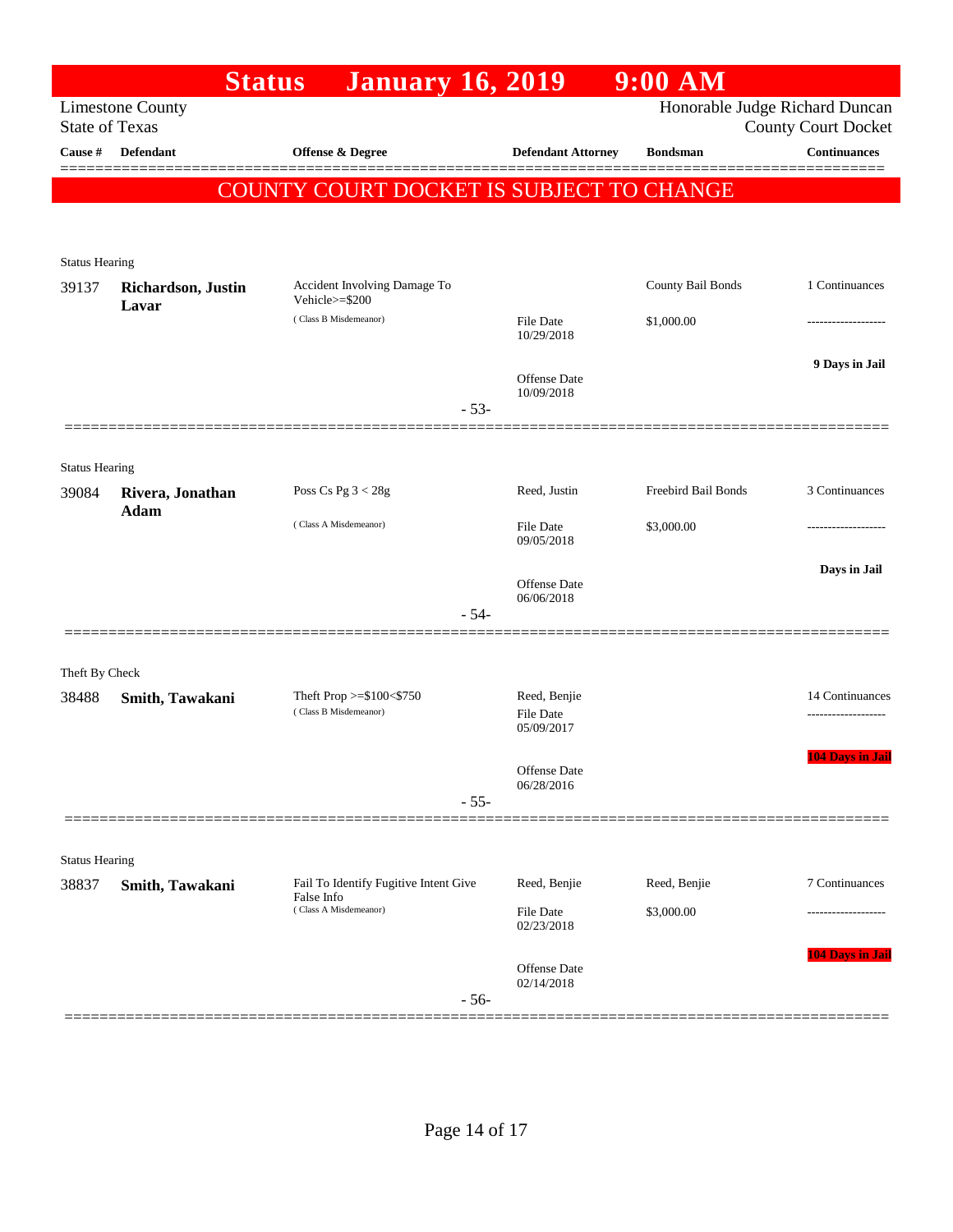# Status January 16, 2019 9:00 AM

Limestone County
State of Texas

Honorable Judge Richard Duncan
County Court Docket

| Cause # | Defendant | Offense & Degree | Defendant Attorney | Bondsman | Continuances |
|---|---|---|---|---|---|

**COUNTY COURT DOCKET IS SUBJECT TO CHANGE**

---

Status Hearing

| Cause # | Defendant | Offense & Degree | Defendant Attorney | Bondsman | Continuances |
|---|---|---|---|---|---|
| 39137 | **Richardson, Justin Lavar** | Accident Involving Damage To Vehicle>=$200 (Class B Misdemeanor) | File Date 10/29/2018 Offense Date 10/09/2018 | County Bail Bonds $1,000.00 | 1 Continuances **9 Days in Jail** |

- 53-

---

Status Hearing

| Cause # | Defendant | Offense & Degree | Defendant Attorney | Bondsman | Continuances |
|---|---|---|---|---|---|
| 39084 | **Rivera, Jonathan Adam** | Poss Cs Pg 3 < 28g (Class A Misdemeanor) | Reed, Justin File Date 09/05/2018 Offense Date 06/06/2018 | Freebird Bail Bonds $3,000.00 | 3 Continuances **Days in Jail** |

- 54-

---

Theft By Check

| Cause # | Defendant | Offense & Degree | Defendant Attorney | Bondsman | Continuances |
|---|---|---|---|---|---|
| 38488 | **Smith, Tawakani** | Theft Prop >=$100<$750 (Class B Misdemeanor) | Reed, Benjie File Date 05/09/2017 Offense Date 06/28/2016 | | 14 Continuances **104 Days in Jail** |

- 55-

---

Status Hearing

| Cause # | Defendant | Offense & Degree | Defendant Attorney | Bondsman | Continuances |
|---|---|---|---|---|---|
| 38837 | **Smith, Tawakani** | Fail To Identify Fugitive Intent Give False Info (Class A Misdemeanor) | Reed, Benjie File Date 02/23/2018 Offense Date 02/14/2018 | Reed, Benjie $3,000.00 | 7 Continuances **104 Days in Jail** |

- 56-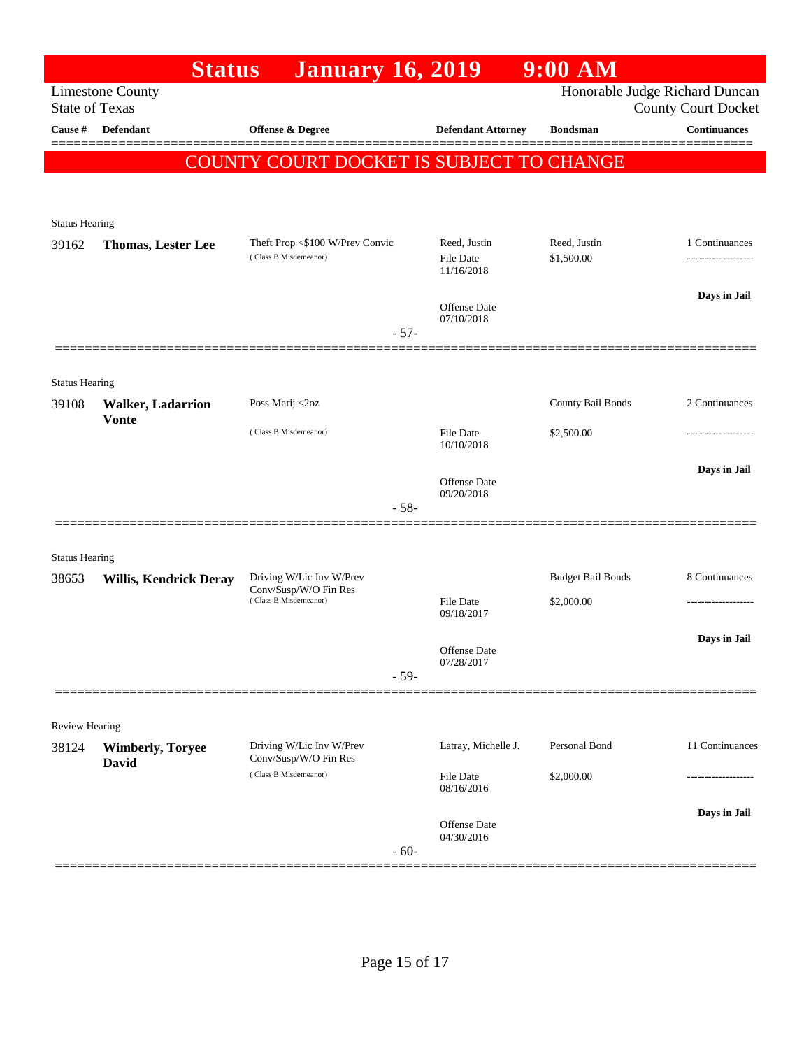# Status January 16, 2019 9:00 AM

Limestone County
State of Texas

Honorable Judge Richard Duncan
County Court Docket

| Cause # | Defendant | Offense & Degree | Defendant Attorney | Bondsman | Continuances |
|---|---|---|---|---|---|

**COUNTY COURT DOCKET IS SUBJECT TO CHANGE**

Status Hearing

| Cause # | Defendant | Offense & Degree | Defendant Attorney | Bondsman | Continuances |
|---|---|---|---|---|---|
| 39162 | **Thomas, Lester Lee** | Theft Prop <$100 W/Prev Convic (Class B Misdemeanor) | Reed, Justin<br>File Date 11/16/2018<br>Offense Date 07/10/2018 | Reed, Justin<br>$1,500.00 | 1 Continuances<br>-------------------<br>**Days in Jail** |

- 57-

Status Hearing

| Cause # | Defendant | Offense & Degree | Defendant Attorney | Bondsman | Continuances |
|---|---|---|---|---|---|
| 39108 | **Walker, Ladarrion Vonte** | Poss Marij <2oz (Class B Misdemeanor) | File Date 10/10/2018<br>Offense Date 09/20/2018 | County Bail Bonds<br>$2,500.00 | 2 Continuances<br>-------------------<br>**Days in Jail** |

- 58-

Status Hearing

| Cause # | Defendant | Offense & Degree | Defendant Attorney | Bondsman | Continuances |
|---|---|---|---|---|---|
| 38653 | **Willis, Kendrick Deray** | Driving W/Lic Inv W/Prev Conv/Susp/W/O Fin Res (Class B Misdemeanor) | File Date 09/18/2017<br>Offense Date 07/28/2017 | Budget Bail Bonds<br>$2,000.00 | 8 Continuances<br>-------------------<br>**Days in Jail** |

- 59-

Review Hearing

| Cause # | Defendant | Offense & Degree | Defendant Attorney | Bondsman | Continuances |
|---|---|---|---|---|---|
| 38124 | **Wimberly, Toryee David** | Driving W/Lic Inv W/Prev Conv/Susp/W/O Fin Res (Class B Misdemeanor) | Latray, Michelle J.<br>File Date 08/16/2016<br>Offense Date 04/30/2016 | Personal Bond<br>$2,000.00 | 11 Continuances<br>-------------------<br>**Days in Jail** |

- 60-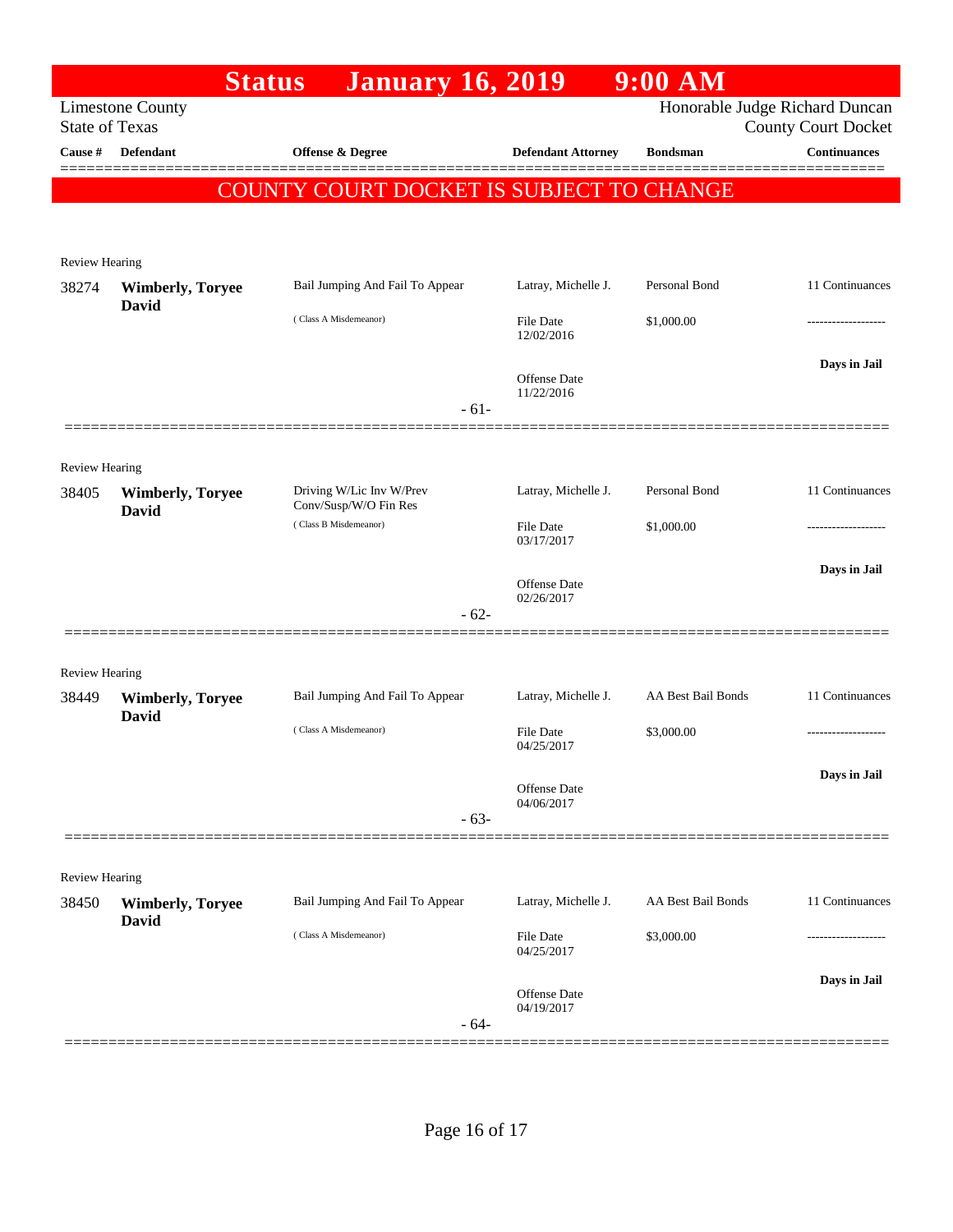# Status January 16, 2019 9:00 AM

Limestone County
State of Texas

Honorable Judge Richard Duncan
County Court Docket

| Cause # | Defendant | Offense & Degree | Defendant Attorney | Bondsman | Continuances |
|---|---|---|---|---|---|

**COUNTY COURT DOCKET IS SUBJECT TO CHANGE**

Review Hearing

| Cause # | Defendant | Offense & Degree | Defendant Attorney | Bondsman | Continuances |
|---|---|---|---|---|---|
| 38274 | **Wimberly, Toryee David** | Bail Jumping And Fail To Appear (Class A Misdemeanor) | Latray, Michelle J. | Personal Bond | 11 Continuances |
| | | | File Date 12/02/2016 | $1,000.00 | ------------------- |
| | | | Offense Date 11/22/2016 | | **Days in Jail** |

- 61-

Review Hearing

| Cause # | Defendant | Offense & Degree | Defendant Attorney | Bondsman | Continuances |
|---|---|---|---|---|---|
| 38405 | **Wimberly, Toryee David** | Driving W/Lic Inv W/Prev Conv/Susp/W/O Fin Res (Class B Misdemeanor) | Latray, Michelle J. | Personal Bond | 11 Continuances |
| | | | File Date 03/17/2017 | $1,000.00 | ------------------- |
| | | | Offense Date 02/26/2017 | | **Days in Jail** |

- 62-

Review Hearing

| Cause # | Defendant | Offense & Degree | Defendant Attorney | Bondsman | Continuances |
|---|---|---|---|---|---|
| 38449 | **Wimberly, Toryee David** | Bail Jumping And Fail To Appear (Class A Misdemeanor) | Latray, Michelle J. | AA Best Bail Bonds | 11 Continuances |
| | | | File Date 04/25/2017 | $3,000.00 | ------------------- |
| | | | Offense Date 04/06/2017 | | **Days in Jail** |

- 63-

Review Hearing

| Cause # | Defendant | Offense & Degree | Defendant Attorney | Bondsman | Continuances |
|---|---|---|---|---|---|
| 38450 | **Wimberly, Toryee David** | Bail Jumping And Fail To Appear (Class A Misdemeanor) | Latray, Michelle J. | AA Best Bail Bonds | 11 Continuances |
| | | | File Date 04/25/2017 | $3,000.00 | ------------------- |
| | | | Offense Date 04/19/2017 | | **Days in Jail** |

- 64-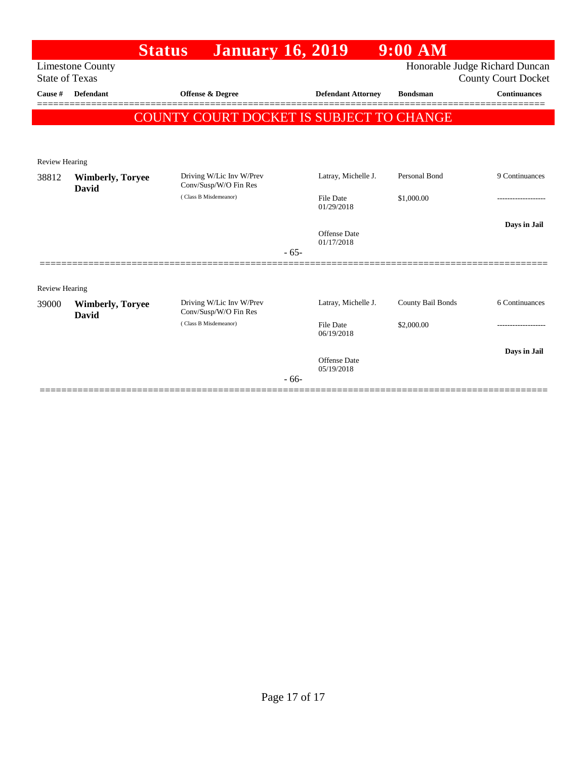# Status January 16, 2019 9:00 AM

Limestone County
State of Texas

Honorable Judge Richard Duncan
County Court Docket

| Cause # | Defendant | Offense & Degree | Defendant Attorney | Bondsman | Continuances |
|---|---|---|---|---|---|

## COUNTY COURT DOCKET IS SUBJECT TO CHANGE

Review Hearing

| Cause # | Defendant | Offense & Degree | Defendant Attorney | Bondsman | Continuances |
|---|---|---|---|---|---|
| 38812 | **Wimberly, Toryee David** | Driving W/Lic Inv W/Prev Conv/Susp/W/O Fin Res (Class B Misdemeanor) | Latray, Michelle J. | Personal Bond | 9 Continuances |
| | | | File Date 01/29/2018 | $1,000.00 | ------------------- |
| | | | Offense Date 01/17/2018 | | **Days in Jail** |

- 65-

Review Hearing

| Cause # | Defendant | Offense & Degree | Defendant Attorney | Bondsman | Continuances |
|---|---|---|---|---|---|
| 39000 | **Wimberly, Toryee David** | Driving W/Lic Inv W/Prev Conv/Susp/W/O Fin Res (Class B Misdemeanor) | Latray, Michelle J. | County Bail Bonds | 6 Continuances |
| | | | File Date 06/19/2018 | $2,000.00 | ------------------- |
| | | | Offense Date 05/19/2018 | | **Days in Jail** |

- 66-